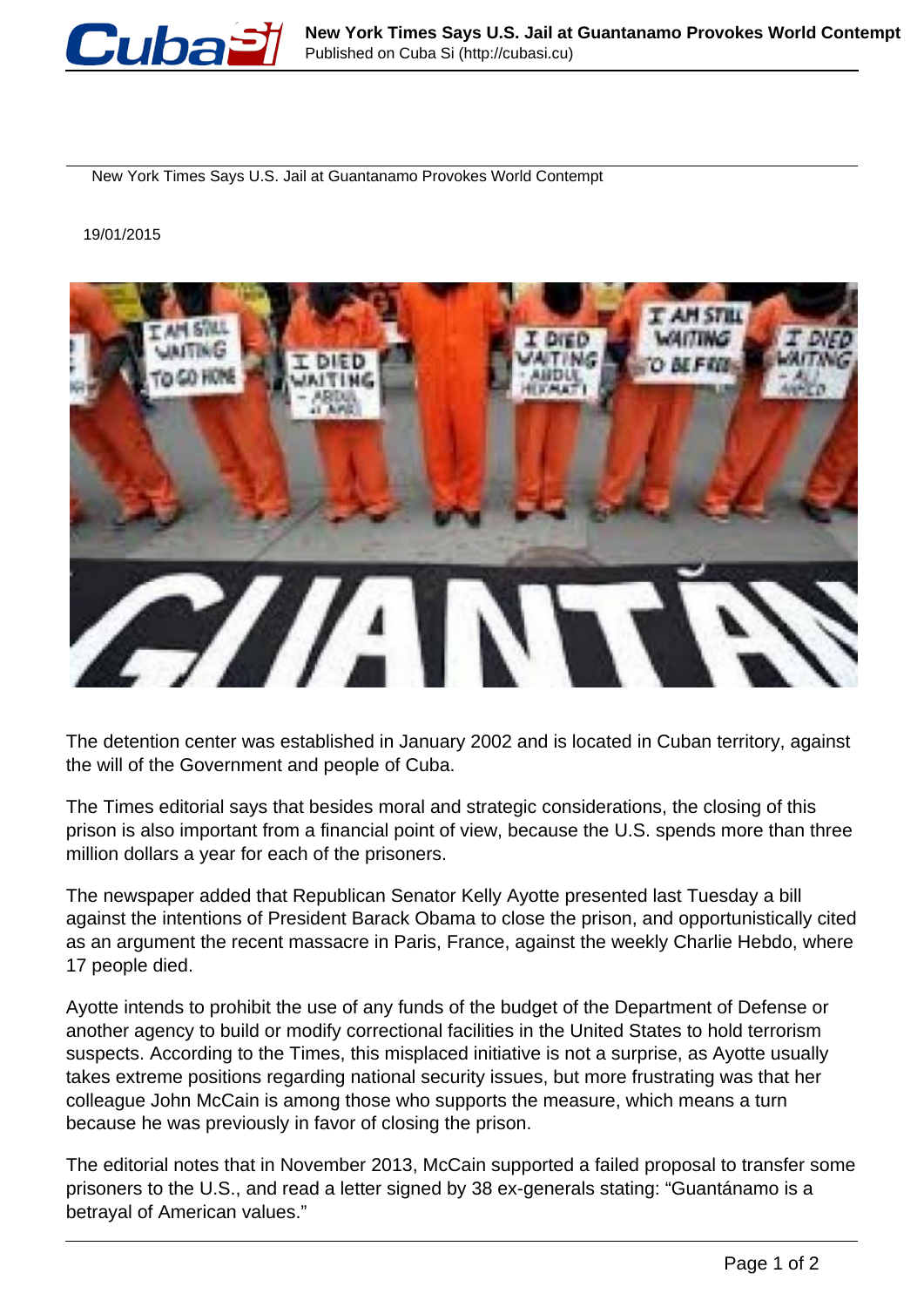# New York Times Says U.S. Jail at Guantanamo Provokes World Contempt

19/01/2015

The detention center was established in January 2002 and is located in Cuban territory, against the will of the Government and people of Cuba.

The Times editorial says that besides moral and strategic considerations, the closing of this prison is also important from a financial point of view, because the U.S. spends more than three million dollars a year for each of the prisoners.

The newspaper added that Republican Senator Kelly Ayotte presented last Tuesday a bill against the intentions of President Barack Obama to close the prison, and opportunistically cited as an argument the recent massacre in Paris, France, against the weekly Charlie Hebdo, where 17 people died.

Ayotte intends to prohibit the use of any funds of the budget of the Department of Defense or another agency to build or modify correctional facilities in the United States to hold terrorism suspects. According to the Times, this misplaced initiative is not a surprise, as Ayotte usually takes extreme positions regarding national security issues, but more frustrating was that her colleague John McCain is among those who supports the measure, which means a turn because he was previously in favor of closing the prison.

The editorial notes that in November 2013, McCain supported a failed proposal to transfer some prisoners to the U.S., and read a letter signed by 38 ex-generals stating: "Guantánamo is a betrayal of American values."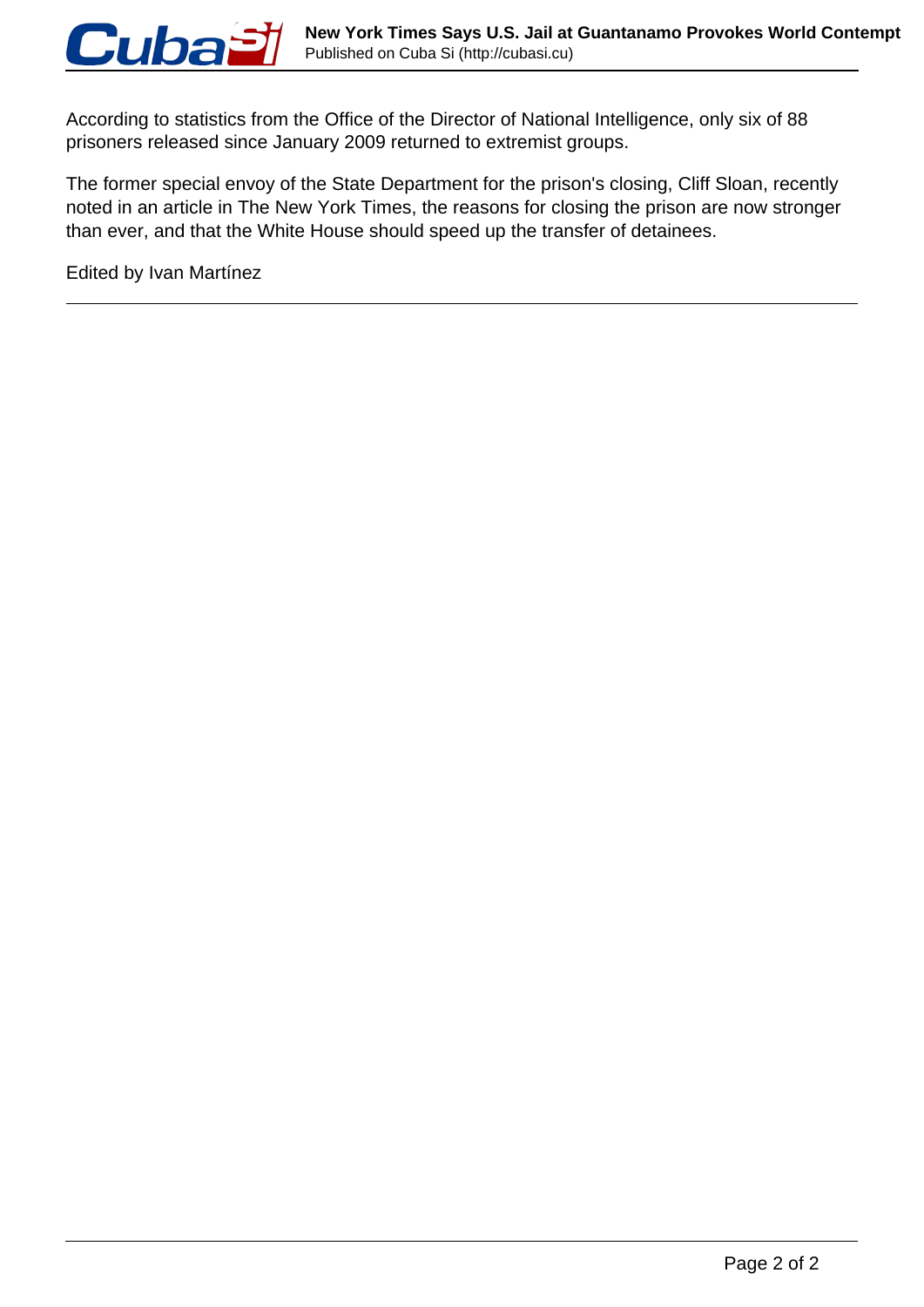According to statistics from the Office of the Director of National Intelligence, only six of 88 prisoners released since January 2009 returned to extremist groups.

The former special envoy of the State Department for the prison's closing, Cliff Sloan, recently noted in an article in The New York Times, the reasons for closing the prison are now stronger than ever, and that the White House should speed up the transfer of detainees.

Edited by Ivan Martínez